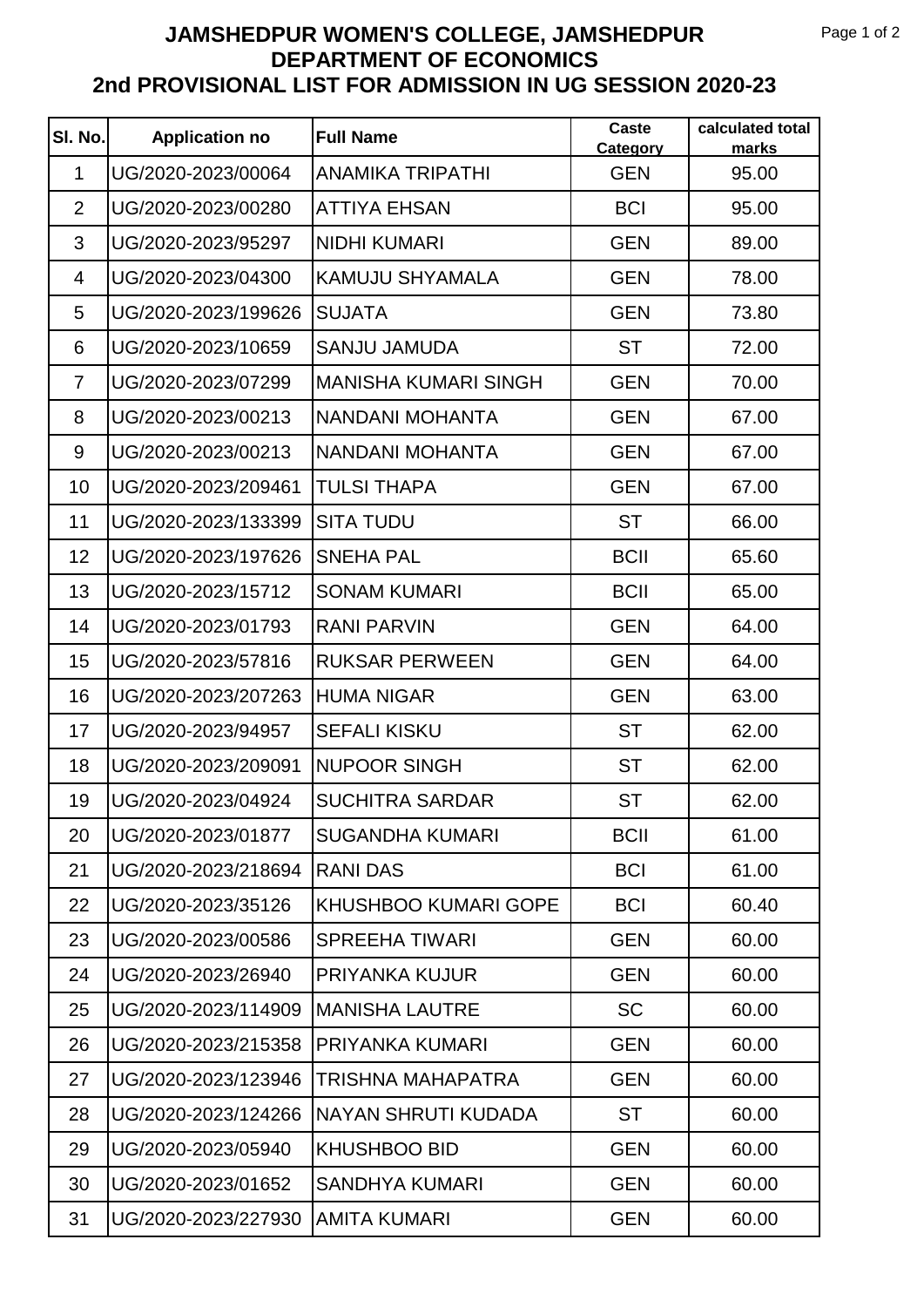# JAMSHEDPUR WOMEN'S COLLEGE, JAMSHEDPUR
## DEPARTMENT OF ECONOMICS
## 2nd PROVISIONAL LIST FOR ADMISSION IN UG SESSION 2020-23

| Sl. No. | Application no | Full Name | Caste Category | calculated total marks |
|---|---|---|---|---|
| 1 | UG/2020-2023/00064 | ANAMIKA TRIPATHI | GEN | 95.00 |
| 2 | UG/2020-2023/00280 | ATTIYA EHSAN | BCI | 95.00 |
| 3 | UG/2020-2023/95297 | NIDHI KUMARI | GEN | 89.00 |
| 4 | UG/2020-2023/04300 | KAMUJU SHYAMALA | GEN | 78.00 |
| 5 | UG/2020-2023/199626 | SUJATA | GEN | 73.80 |
| 6 | UG/2020-2023/10659 | SANJU JAMUDA | ST | 72.00 |
| 7 | UG/2020-2023/07299 | MANISHA KUMARI SINGH | GEN | 70.00 |
| 8 | UG/2020-2023/00213 | NANDANI MOHANTA | GEN | 67.00 |
| 9 | UG/2020-2023/00213 | NANDANI MOHANTA | GEN | 67.00 |
| 10 | UG/2020-2023/209461 | TULSI THAPA | GEN | 67.00 |
| 11 | UG/2020-2023/133399 | SITA TUDU | ST | 66.00 |
| 12 | UG/2020-2023/197626 | SNEHA PAL | BCII | 65.60 |
| 13 | UG/2020-2023/15712 | SONAM KUMARI | BCII | 65.00 |
| 14 | UG/2020-2023/01793 | RANI PARVIN | GEN | 64.00 |
| 15 | UG/2020-2023/57816 | RUKSAR PERWEEN | GEN | 64.00 |
| 16 | UG/2020-2023/207263 | HUMA NIGAR | GEN | 63.00 |
| 17 | UG/2020-2023/94957 | SEFALI KISKU | ST | 62.00 |
| 18 | UG/2020-2023/209091 | NUPOOR SINGH | ST | 62.00 |
| 19 | UG/2020-2023/04924 | SUCHITRA SARDAR | ST | 62.00 |
| 20 | UG/2020-2023/01877 | SUGANDHA KUMARI | BCII | 61.00 |
| 21 | UG/2020-2023/218694 | RANI DAS | BCI | 61.00 |
| 22 | UG/2020-2023/35126 | KHUSHBOO KUMARI GOPE | BCI | 60.40 |
| 23 | UG/2020-2023/00586 | SPREEHA TIWARI | GEN | 60.00 |
| 24 | UG/2020-2023/26940 | PRIYANKA KUJUR | GEN | 60.00 |
| 25 | UG/2020-2023/114909 | MANISHA LAUTRE | SC | 60.00 |
| 26 | UG/2020-2023/215358 | PRIYANKA KUMARI | GEN | 60.00 |
| 27 | UG/2020-2023/123946 | TRISHNA MAHAPATRA | GEN | 60.00 |
| 28 | UG/2020-2023/124266 | NAYAN SHRUTI KUDADA | ST | 60.00 |
| 29 | UG/2020-2023/05940 | KHUSHBOO BID | GEN | 60.00 |
| 30 | UG/2020-2023/01652 | SANDHYA KUMARI | GEN | 60.00 |
| 31 | UG/2020-2023/227930 | AMITA KUMARI | GEN | 60.00 |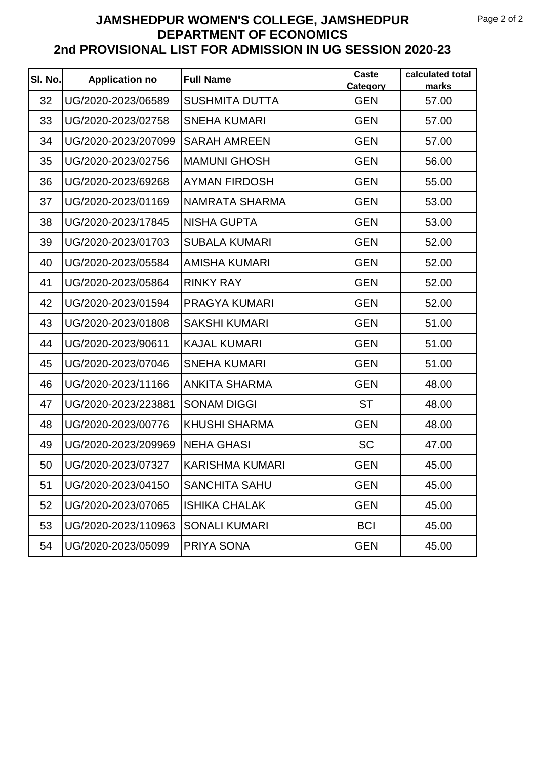# JAMSHEDPUR WOMEN'S COLLEGE, JAMSHEDPUR
## DEPARTMENT OF ECONOMICS
## 2nd PROVISIONAL LIST FOR ADMISSION IN UG SESSION 2020-23

| Sl. No. | Application no | Full Name | Caste Category | calculated total marks |
|---|---|---|---|---|
| 32 | UG/2020-2023/06589 | SUSHMITA DUTTA | GEN | 57.00 |
| 33 | UG/2020-2023/02758 | SNEHA KUMARI | GEN | 57.00 |
| 34 | UG/2020-2023/207099 | SARAH AMREEN | GEN | 57.00 |
| 35 | UG/2020-2023/02756 | MAMUNI GHOSH | GEN | 56.00 |
| 36 | UG/2020-2023/69268 | AYMAN FIRDOSH | GEN | 55.00 |
| 37 | UG/2020-2023/01169 | NAMRATA SHARMA | GEN | 53.00 |
| 38 | UG/2020-2023/17845 | NISHA GUPTA | GEN | 53.00 |
| 39 | UG/2020-2023/01703 | SUBALA KUMARI | GEN | 52.00 |
| 40 | UG/2020-2023/05584 | AMISHA KUMARI | GEN | 52.00 |
| 41 | UG/2020-2023/05864 | RINKY RAY | GEN | 52.00 |
| 42 | UG/2020-2023/01594 | PRAGYA KUMARI | GEN | 52.00 |
| 43 | UG/2020-2023/01808 | SAKSHI KUMARI | GEN | 51.00 |
| 44 | UG/2020-2023/90611 | KAJAL KUMARI | GEN | 51.00 |
| 45 | UG/2020-2023/07046 | SNEHA KUMARI | GEN | 51.00 |
| 46 | UG/2020-2023/11166 | ANKITA SHARMA | GEN | 48.00 |
| 47 | UG/2020-2023/223881 | SONAM DIGGI | ST | 48.00 |
| 48 | UG/2020-2023/00776 | KHUSHI SHARMA | GEN | 48.00 |
| 49 | UG/2020-2023/209969 | NEHA GHASI | SC | 47.00 |
| 50 | UG/2020-2023/07327 | KARISHMA KUMARI | GEN | 45.00 |
| 51 | UG/2020-2023/04150 | SANCHITA SAHU | GEN | 45.00 |
| 52 | UG/2020-2023/07065 | ISHIKA CHALAK | GEN | 45.00 |
| 53 | UG/2020-2023/110963 | SONALI KUMARI | BCI | 45.00 |
| 54 | UG/2020-2023/05099 | PRIYA SONA | GEN | 45.00 |